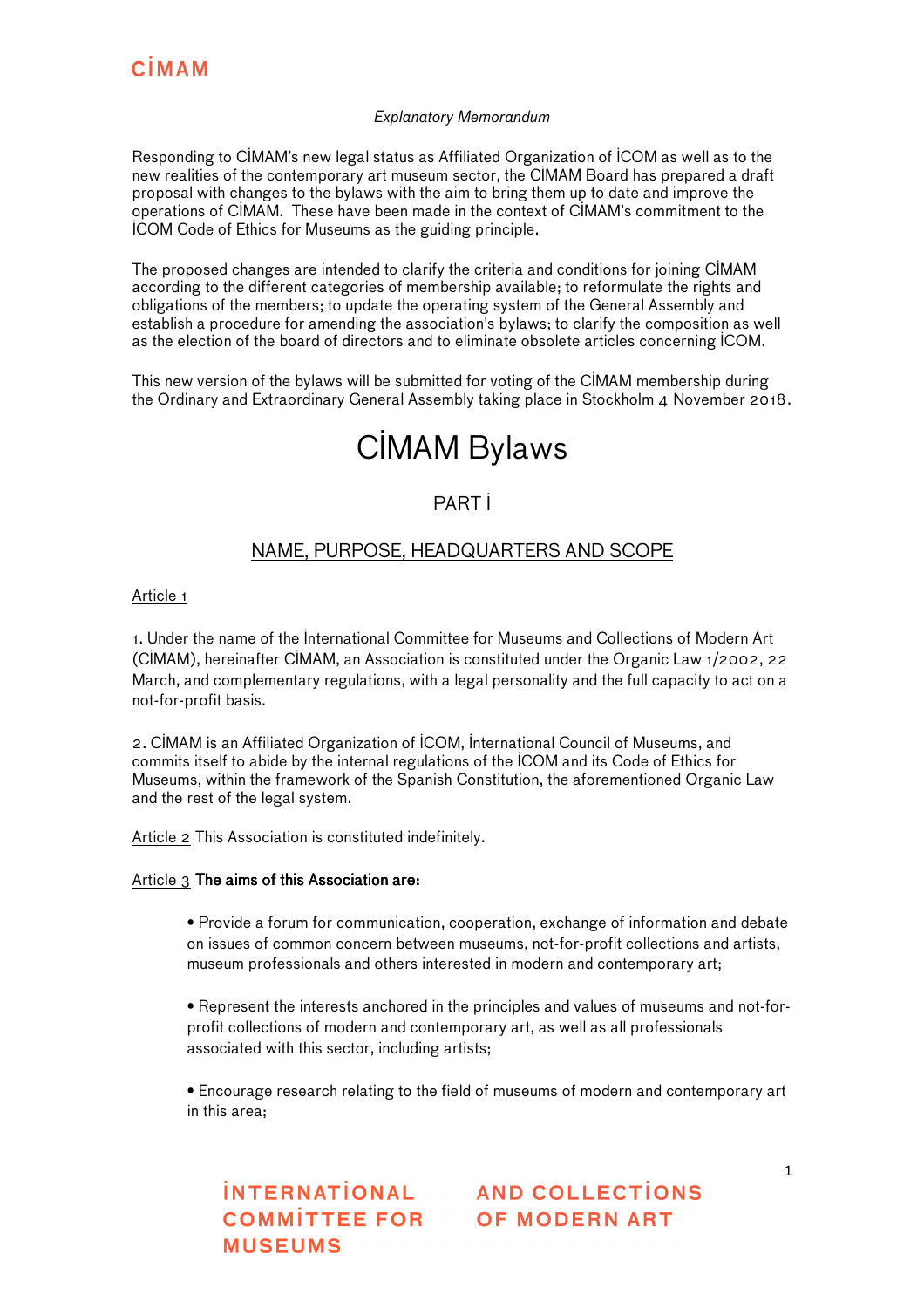*Explanatory Memorandum*

Responding to CİMAM's new legal status as Affiliated Organization of İCOM as well as to the new realities of the contemporary art museum sector, the CİMAM Board has prepared a draft proposal with changes to the bylaws with the aim to bring them up to date and improve the operations of CİMAM. These have been made in the context of CİMAM's commitment to the İCOM Code of Ethics for Museums as the guiding principle.

The proposed changes are intended to clarify the criteria and conditions for joining CİMAM according to the different categories of membership available; to reformulate the rights and obligations of the members; to update the operating system of the General Assembly and establish a procedure for amending the association's bylaws; to clarify the composition as well as the election of the board of directors and to eliminate obsolete articles concerning İCOM.

This new version of the bylaws will be submitted for voting of the CİMAM membership during the Ordinary and Extraordinary General Assembly taking place in Stockholm 4 November 2018.

# CİMAM Bylaws

## PART İ

## NAME, PURPOSE, HEADQUARTERS AND SCOPE

Article 1

1. Under the name of the İnternational Committee for Museums and Collections of Modern Art (CİMAM), hereinafter CİMAM, an Association is constituted under the Organic Law 1/2002, 22 March, and complementary regulations, with a legal personality and the full capacity to act on a not-for-profit basis.

2. CİMAM is an Affiliated Organization of İCOM, İnternational Council of Museums, and commits itself to abide by the internal regulations of the İCOM and its Code of Ethics for Museums, within the framework of the Spanish Constitution, the aforementioned Organic Law and the rest of the legal system.

Article 2 This Association is constituted indefinitely.

Article 3 **The aims of this Association are:**

- Provide a forum for communication, cooperation, exchange of information and debate on issues of common concern between museums, not-for-profit collections and artists, museum professionals and others interested in modern and contemporary art;
- Represent the interests anchored in the principles and values of museums and not-for-profit collections of modern and contemporary art, as well as all professionals associated with this sector, including artists;
- Encourage research relating to the field of museums of modern and contemporary art in this area;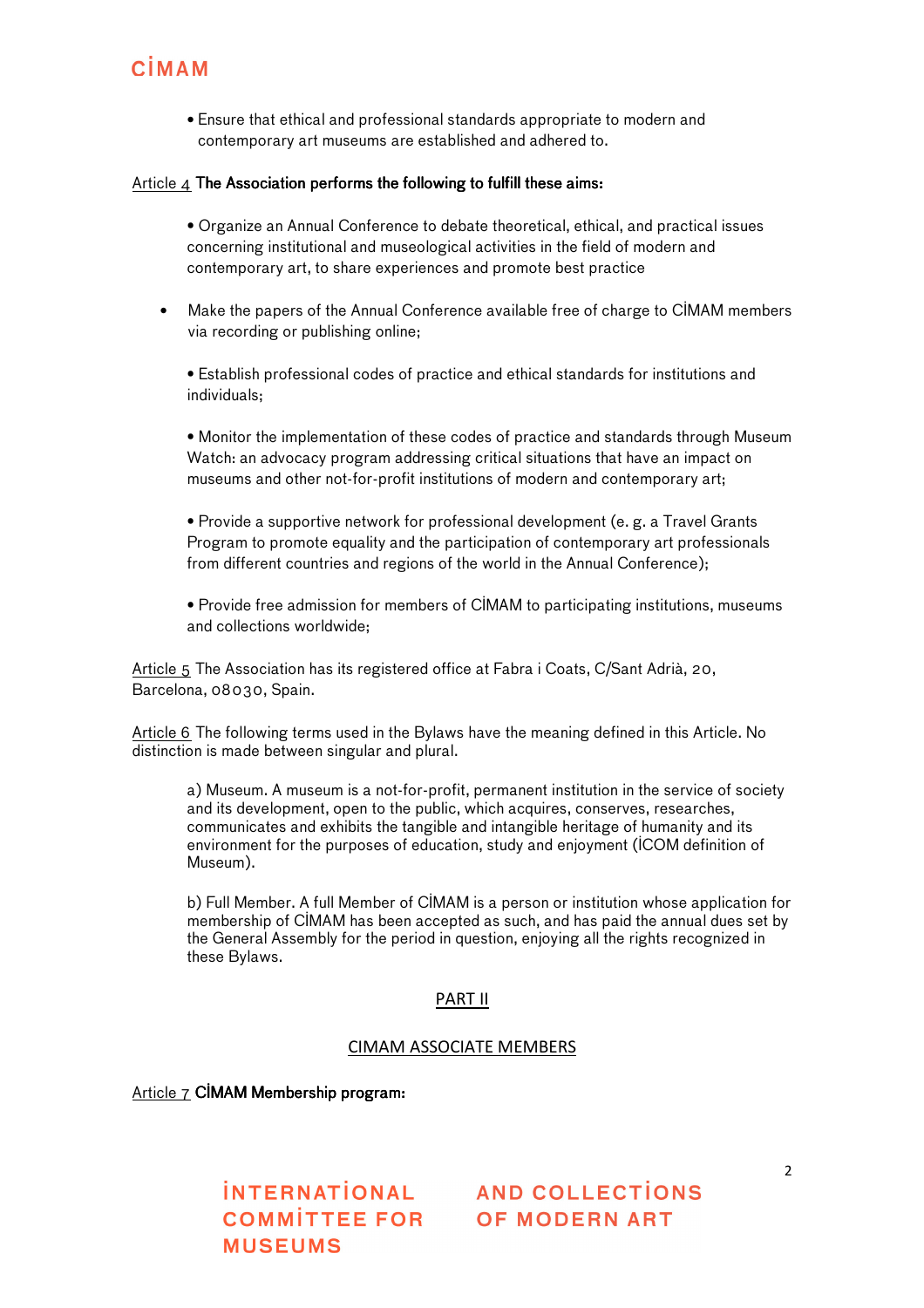• Ensure that ethical and professional standards appropriate to modern and contemporary art museums are established and adhered to.

Article 4 **The Association performs the following to fulfill these aims:**

- Organize an Annual Conference to debate theoretical, ethical, and practical issues concerning institutional and museological activities in the field of modern and contemporary art, to share experiences and promote best practice
- Make the papers of the Annual Conference available free of charge to CİMAM members via recording or publishing online;
- Establish professional codes of practice and ethical standards for institutions and individuals;
- Monitor the implementation of these codes of practice and standards through Museum Watch: an advocacy program addressing critical situations that have an impact on museums and other not-for-profit institutions of modern and contemporary art;
- Provide a supportive network for professional development (e. g. a Travel Grants Program to promote equality and the participation of contemporary art professionals from different countries and regions of the world in the Annual Conference);
- Provide free admission for members of CİMAM to participating institutions, museums and collections worldwide;

Article 5 The Association has its registered office at Fabra i Coats, C/Sant Adrià, 20, Barcelona, 08030, Spain.

Article 6 The following terms used in the Bylaws have the meaning defined in this Article. No distinction is made between singular and plural.

a) Museum. A museum is a not-for-profit, permanent institution in the service of society and its development, open to the public, which acquires, conserves, researches, communicates and exhibits the tangible and intangible heritage of humanity and its environment for the purposes of education, study and enjoyment (İCOM definition of Museum).

b) Full Member. A full Member of CİMAM is a person or institution whose application for membership of CİMAM has been accepted as such, and has paid the annual dues set by the General Assembly for the period in question, enjoying all the rights recognized in these Bylaws.

## PART II

## CIMAM ASSOCIATE MEMBERS

Article 7 **CİMAM Membership program:**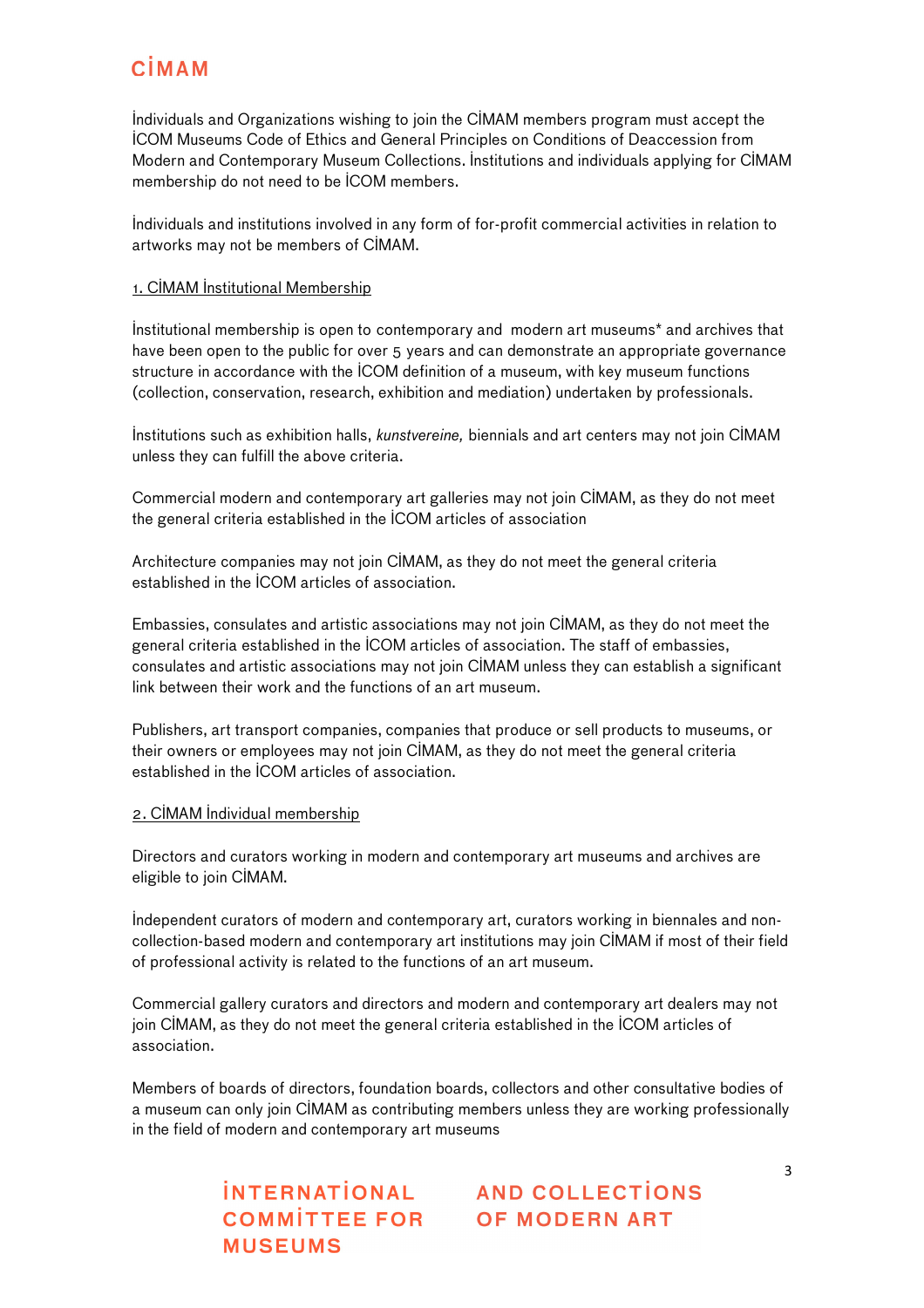İndividuals and Organizations wishing to join the CİMAM members program must accept the İCOM Museums Code of Ethics and General Principles on Conditions of Deaccession from Modern and Contemporary Museum Collections. İnstitutions and individuals applying for CİMAM membership do not need to be İCOM members.

İndividuals and institutions involved in any form of for-profit commercial activities in relation to artworks may not be members of CİMAM.

<u>1. CİMAM İnstitutional Membership</u>

İnstitutional membership is open to contemporary and modern art museums* and archives that have been open to the public for over 5 years and can demonstrate an appropriate governance structure in accordance with the İCOM definition of a museum, with key museum functions (collection, conservation, research, exhibition and mediation) undertaken by professionals.

İnstitutions such as exhibition halls, *kunstvereine,* biennials and art centers may not join CİMAM unless they can fulfill the above criteria.

Commercial modern and contemporary art galleries may not join CİMAM, as they do not meet the general criteria established in the İCOM articles of association

Architecture companies may not join CİMAM, as they do not meet the general criteria established in the İCOM articles of association.

Embassies, consulates and artistic associations may not join CİMAM, as they do not meet the general criteria established in the İCOM articles of association. The staff of embassies, consulates and artistic associations may not join CİMAM unless they can establish a significant link between their work and the functions of an art museum.

Publishers, art transport companies, companies that produce or sell products to museums, or their owners or employees may not join CİMAM, as they do not meet the general criteria established in the İCOM articles of association.

<u>2. CİMAM İndividual membership</u>

Directors and curators working in modern and contemporary art museums and archives are eligible to join CİMAM.

İndependent curators of modern and contemporary art, curators working in biennales and non-collection-based modern and contemporary art institutions may join CİMAM if most of their field of professional activity is related to the functions of an art museum.

Commercial gallery curators and directors and modern and contemporary art dealers may not join CİMAM, as they do not meet the general criteria established in the İCOM articles of association.

Members of boards of directors, foundation boards, collectors and other consultative bodies of a museum can only join CİMAM as contributing members unless they are working professionally in the field of modern and contemporary art museums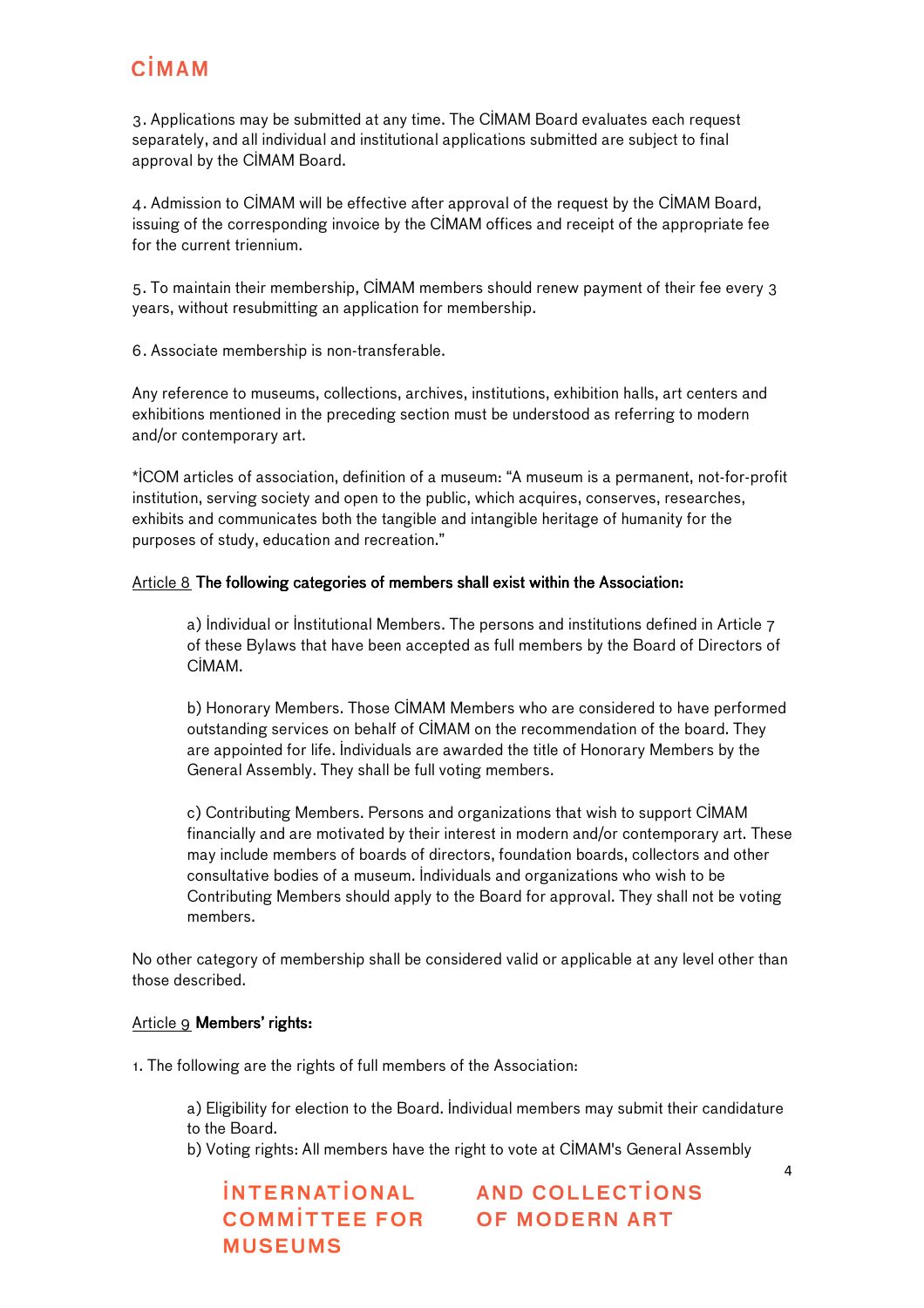3. Applications may be submitted at any time. The CİMAM Board evaluates each request separately, and all individual and institutional applications submitted are subject to final approval by the CİMAM Board.

4. Admission to CİMAM will be effective after approval of the request by the CİMAM Board, issuing of the corresponding invoice by the CİMAM offices and receipt of the appropriate fee for the current triennium.

5. To maintain their membership, CİMAM members should renew payment of their fee every 3 years, without resubmitting an application for membership.

6. Associate membership is non-transferable.

Any reference to museums, collections, archives, institutions, exhibition halls, art centers and exhibitions mentioned in the preceding section must be understood as referring to modern and/or contemporary art.

*İCOM articles of association, definition of a museum: "A museum is a permanent, not-for-profit institution, serving society and open to the public, which acquires, conserves, researches, exhibits and communicates both the tangible and intangible heritage of humanity for the purposes of study, education and recreation."

Article 8 **The following categories of members shall exist within the Association:**

a) İndividual or İnstitutional Members. The persons and institutions defined in Article 7 of these Bylaws that have been accepted as full members by the Board of Directors of CİMAM.

b) Honorary Members. Those CİMAM Members who are considered to have performed outstanding services on behalf of CİMAM on the recommendation of the board. They are appointed for life. İndividuals are awarded the title of Honorary Members by the General Assembly. They shall be full voting members.

c) Contributing Members. Persons and organizations that wish to support CİMAM financially and are motivated by their interest in modern and/or contemporary art. These may include members of boards of directors, foundation boards, collectors and other consultative bodies of a museum. İndividuals and organizations who wish to be Contributing Members should apply to the Board for approval. They shall not be voting members.

No other category of membership shall be considered valid or applicable at any level other than those described.

Article 9 **Members' rights:**

1. The following are the rights of full members of the Association:

a) Eligibility for election to the Board. İndividual members may submit their candidature to the Board.
b) Voting rights: All members have the right to vote at CİMAM's General Assembly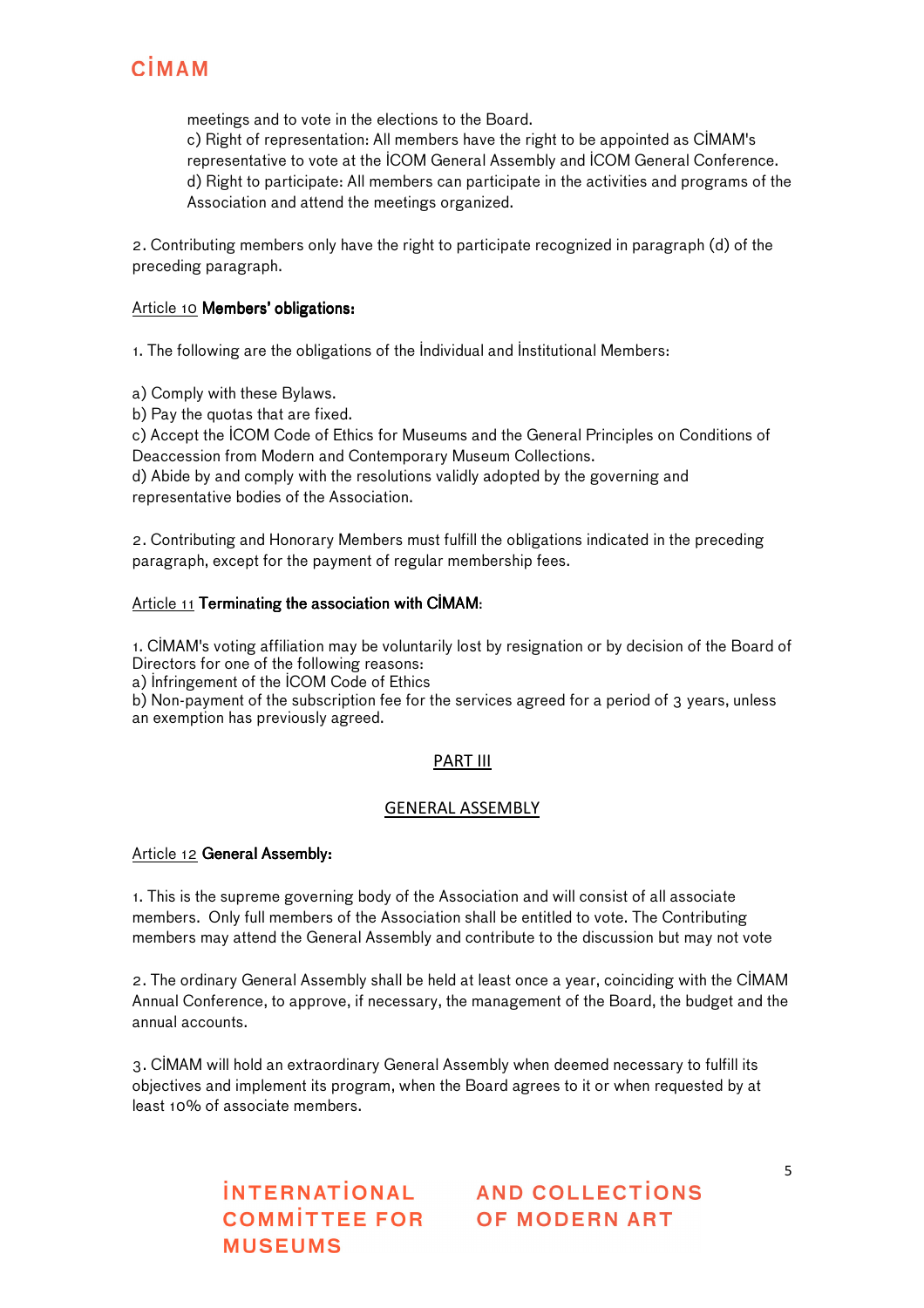meetings and to vote in the elections to the Board.

c) Right of representation: All members have the right to be appointed as CİMAM's representative to vote at the İCOM General Assembly and İCOM General Conference.

d) Right to participate: All members can participate in the activities and programs of the Association and attend the meetings organized.

2. Contributing members only have the right to participate recognized in paragraph (d) of the preceding paragraph.

Article 10 **Members' obligations:**

1. The following are the obligations of the İndividual and İnstitutional Members:

a) Comply with these Bylaws.
b) Pay the quotas that are fixed.
c) Accept the İCOM Code of Ethics for Museums and the General Principles on Conditions of Deaccession from Modern and Contemporary Museum Collections.
d) Abide by and comply with the resolutions validly adopted by the governing and representative bodies of the Association.

2. Contributing and Honorary Members must fulfill the obligations indicated in the preceding paragraph, except for the payment of regular membership fees.

Article 11 **Terminating the association with CİMAM:**

1. CİMAM's voting affiliation may be voluntarily lost by resignation or by decision of the Board of Directors for one of the following reasons:
a) İnfringement of the İCOM Code of Ethics
b) Non-payment of the subscription fee for the services agreed for a period of 3 years, unless an exemption has previously agreed.

## PART III

## GENERAL ASSEMBLY

Article 12 **General Assembly:**

1. This is the supreme governing body of the Association and will consist of all associate members. Only full members of the Association shall be entitled to vote. The Contributing members may attend the General Assembly and contribute to the discussion but may not vote

2. The ordinary General Assembly shall be held at least once a year, coinciding with the CİMAM Annual Conference, to approve, if necessary, the management of the Board, the budget and the annual accounts.

3. CİMAM will hold an extraordinary General Assembly when deemed necessary to fulfill its objectives and implement its program, when the Board agrees to it or when requested by at least 10% of associate members.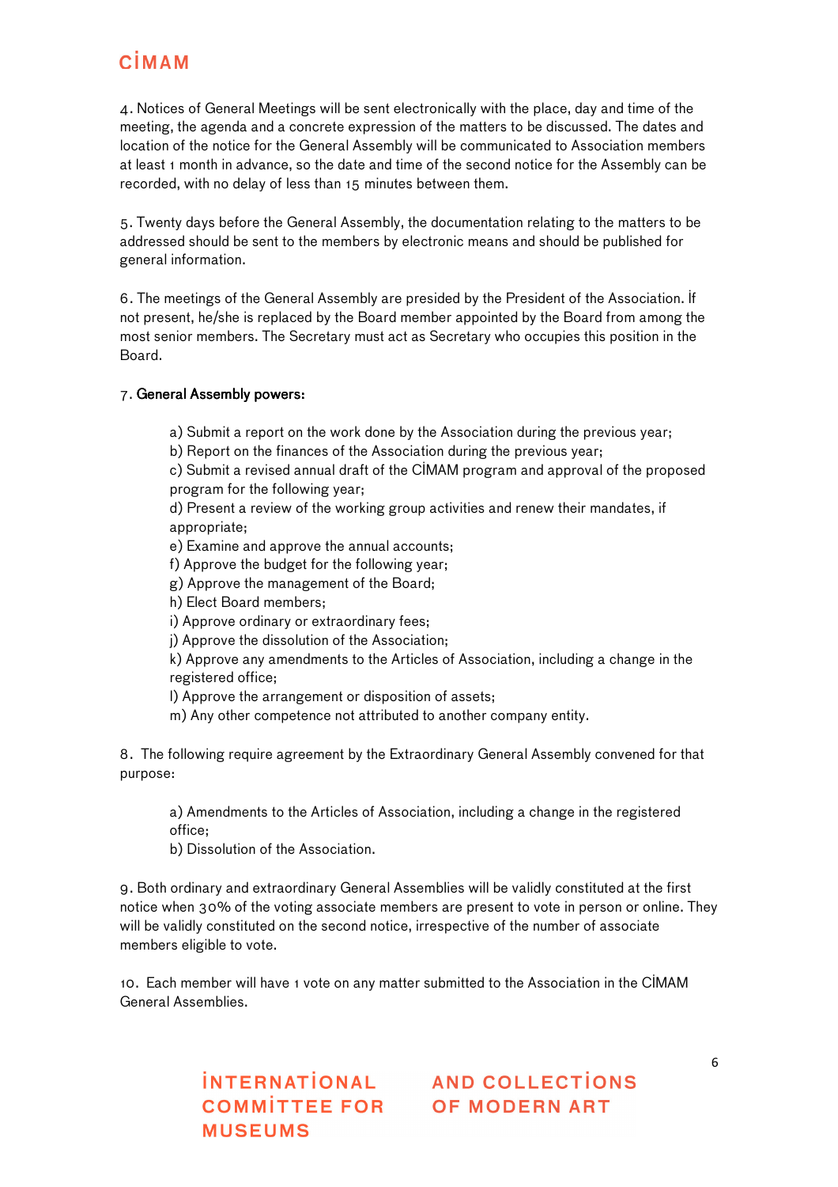4. Notices of General Meetings will be sent electronically with the place, day and time of the meeting, the agenda and a concrete expression of the matters to be discussed. The dates and location of the notice for the General Assembly will be communicated to Association members at least 1 month in advance, so the date and time of the second notice for the Assembly can be recorded, with no delay of less than 15 minutes between them.

5. Twenty days before the General Assembly, the documentation relating to the matters to be addressed should be sent to the members by electronic means and should be published for general information.

6. The meetings of the General Assembly are presided by the President of the Association. İf not present, he/she is replaced by the Board member appointed by the Board from among the most senior members. The Secretary must act as Secretary who occupies this position in the Board.

7. General Assembly powers:

a) Submit a report on the work done by the Association during the previous year;
b) Report on the finances of the Association during the previous year;
c) Submit a revised annual draft of the CİMAM program and approval of the proposed program for the following year;
d) Present a review of the working group activities and renew their mandates, if appropriate;
e) Examine and approve the annual accounts;
f) Approve the budget for the following year;
g) Approve the management of the Board;
h) Elect Board members;
i) Approve ordinary or extraordinary fees;
j) Approve the dissolution of the Association;
k) Approve any amendments to the Articles of Association, including a change in the registered office;
l) Approve the arrangement or disposition of assets;
m) Any other competence not attributed to another company entity.

8. The following require agreement by the Extraordinary General Assembly convened for that purpose:

a) Amendments to the Articles of Association, including a change in the registered office;
b) Dissolution of the Association.

9. Both ordinary and extraordinary General Assemblies will be validly constituted at the first notice when 30% of the voting associate members are present to vote in person or online. They will be validly constituted on the second notice, irrespective of the number of associate members eligible to vote.

10. Each member will have 1 vote on any matter submitted to the Association in the CİMAM General Assemblies.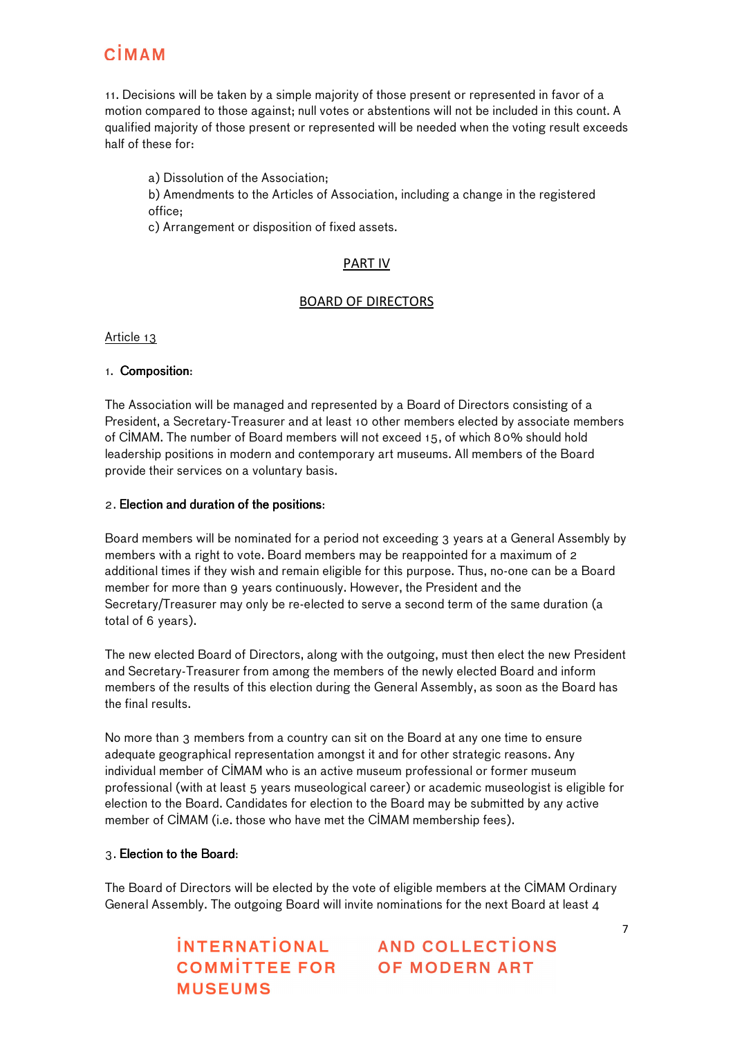11. Decisions will be taken by a simple majority of those present or represented in favor of a motion compared to those against; null votes or abstentions will not be included in this count. A qualified majority of those present or represented will be needed when the voting result exceeds half of these for:

a) Dissolution of the Association;
b) Amendments to the Articles of Association, including a change in the registered office;
c) Arrangement or disposition of fixed assets.

## PART IV

## BOARD OF DIRECTORS

### Article 13

1. **Composition**:

The Association will be managed and represented by a Board of Directors consisting of a President, a Secretary-Treasurer and at least 10 other members elected by associate members of CİMAM. The number of Board members will not exceed 15, of which 80% should hold leadership positions in modern and contemporary art museums. All members of the Board provide their services on a voluntary basis.

2. **Election and duration of the positions**:

Board members will be nominated for a period not exceeding 3 years at a General Assembly by members with a right to vote. Board members may be reappointed for a maximum of 2 additional times if they wish and remain eligible for this purpose. Thus, no-one can be a Board member for more than 9 years continuously. However, the President and the Secretary/Treasurer may only be re-elected to serve a second term of the same duration (a total of 6 years).

The new elected Board of Directors, along with the outgoing, must then elect the new President and Secretary-Treasurer from among the members of the newly elected Board and inform members of the results of this election during the General Assembly, as soon as the Board has the final results.

No more than 3 members from a country can sit on the Board at any one time to ensure adequate geographical representation amongst it and for other strategic reasons. Any individual member of CİMAM who is an active museum professional or former museum professional (with at least 5 years museological career) or academic museologist is eligible for election to the Board. Candidates for election to the Board may be submitted by any active member of CİMAM (i.e. those who have met the CİMAM membership fees).

3. **Election to the Board**:

The Board of Directors will be elected by the vote of eligible members at the CİMAM Ordinary General Assembly. The outgoing Board will invite nominations for the next Board at least 4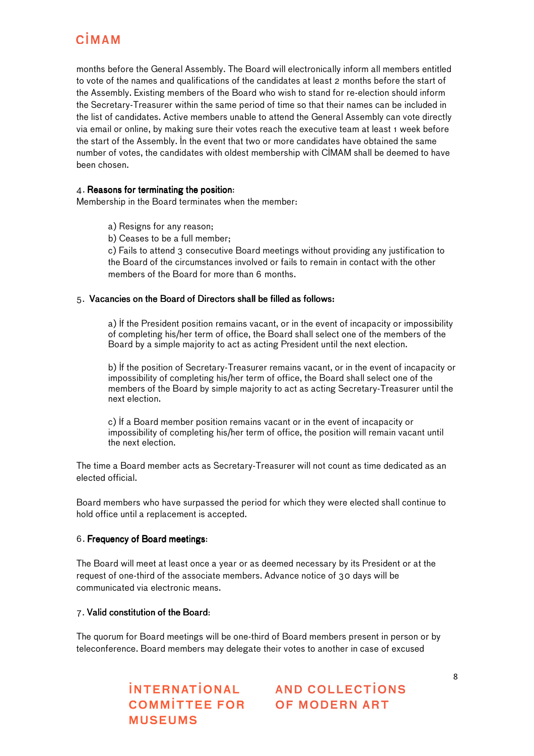months before the General Assembly. The Board will electronically inform all members entitled to vote of the names and qualifications of the candidates at least 2 months before the start of the Assembly. Existing members of the Board who wish to stand for re-election should inform the Secretary-Treasurer within the same period of time so that their names can be included in the list of candidates. Active members unable to attend the General Assembly can vote directly via email or online, by making sure their votes reach the executive team at least 1 week before the start of the Assembly. In the event that two or more candidates have obtained the same number of votes, the candidates with oldest membership with CIMAM shall be deemed to have been chosen.

4. **Reasons for terminating the position**:

Membership in the Board terminates when the member:

> a) Resigns for any reason;
> b) Ceases to be a full member;
> c) Fails to attend 3 consecutive Board meetings without providing any justification to the Board of the circumstances involved or fails to remain in contact with the other members of the Board for more than 6 months.

5. **Vacancies on the Board of Directors shall be filled as follows:**

> a) If the President position remains vacant, or in the event of incapacity or impossibility of completing his/her term of office, the Board shall select one of the members of the Board by a simple majority to act as acting President until the next election.
>
> b) If the position of Secretary-Treasurer remains vacant, or in the event of incapacity or impossibility of completing his/her term of office, the Board shall select one of the members of the Board by simple majority to act as acting Secretary-Treasurer until the next election.
>
> c) If a Board member position remains vacant or in the event of incapacity or impossibility of completing his/her term of office, the position will remain vacant until the next election.

The time a Board member acts as Secretary-Treasurer will not count as time dedicated as an elected official.

Board members who have surpassed the period for which they were elected shall continue to hold office until a replacement is accepted.

6. **Frequency of Board meetings**:

The Board will meet at least once a year or as deemed necessary by its President or at the request of one-third of the associate members. Advance notice of 30 days will be communicated via electronic means.

7. **Valid constitution of the Board**:

The quorum for Board meetings will be one-third of Board members present in person or by teleconference. Board members may delegate their votes to another in case of excused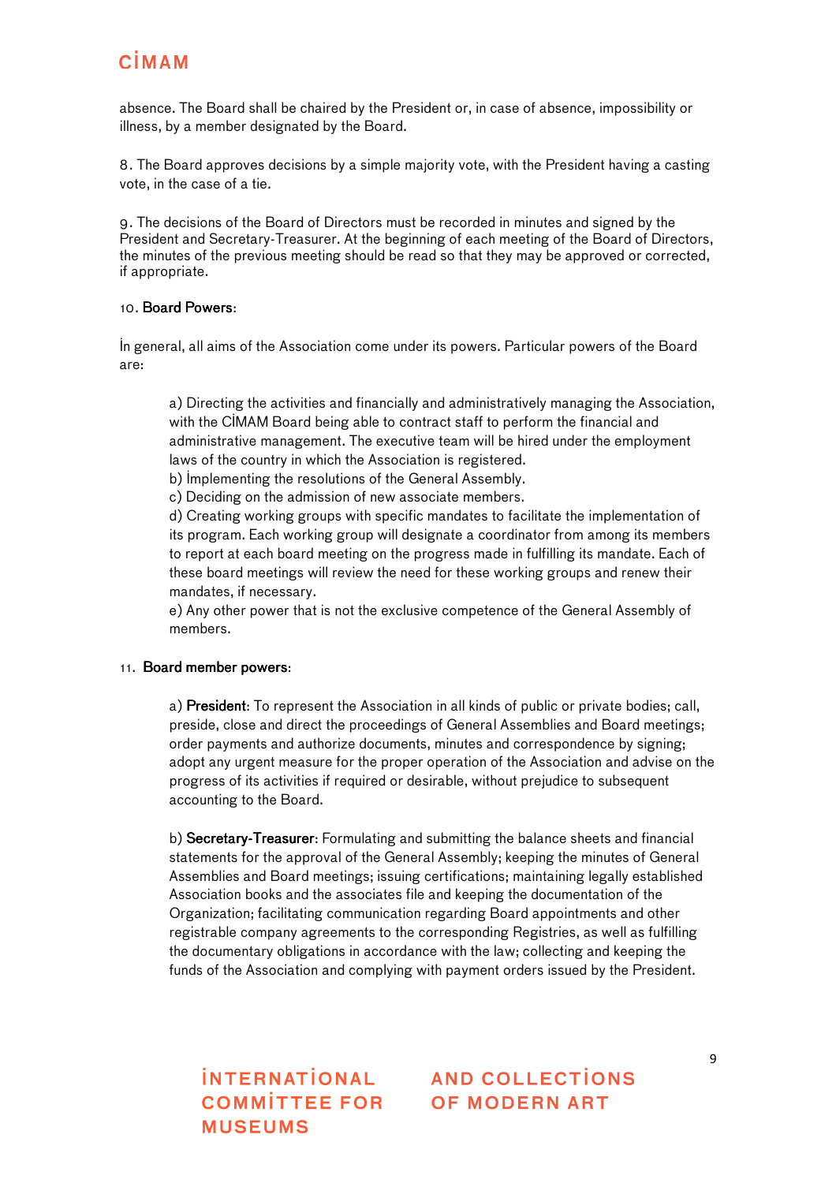absence. The Board shall be chaired by the President or, in case of absence, impossibility or illness, by a member designated by the Board.

8. The Board approves decisions by a simple majority vote, with the President having a casting vote, in the case of a tie.

9. The decisions of the Board of Directors must be recorded in minutes and signed by the President and Secretary-Treasurer. At the beginning of each meeting of the Board of Directors, the minutes of the previous meeting should be read so that they may be approved or corrected, if appropriate.

10. Board Powers:

İn general, all aims of the Association come under its powers. Particular powers of the Board are:

> a) Directing the activities and financially and administratively managing the Association, with the CİMAM Board being able to contract staff to perform the financial and administrative management. The executive team will be hired under the employment laws of the country in which the Association is registered.
> b) İmplementing the resolutions of the General Assembly.
> c) Deciding on the admission of new associate members.
> d) Creating working groups with specific mandates to facilitate the implementation of its program. Each working group will designate a coordinator from among its members to report at each board meeting on the progress made in fulfilling its mandate. Each of these board meetings will review the need for these working groups and renew their mandates, if necessary.
> e) Any other power that is not the exclusive competence of the General Assembly of members.

11. Board member powers:

> a) President: To represent the Association in all kinds of public or private bodies; call, preside, close and direct the proceedings of General Assemblies and Board meetings; order payments and authorize documents, minutes and correspondence by signing; adopt any urgent measure for the proper operation of the Association and advise on the progress of its activities if required or desirable, without prejudice to subsequent accounting to the Board.
>
> b) Secretary-Treasurer: Formulating and submitting the balance sheets and financial statements for the approval of the General Assembly; keeping the minutes of General Assemblies and Board meetings; issuing certifications; maintaining legally established Association books and the associates file and keeping the documentation of the Organization; facilitating communication regarding Board appointments and other registrable company agreements to the corresponding Registries, as well as fulfilling the documentary obligations in accordance with the law; collecting and keeping the funds of the Association and complying with payment orders issued by the President.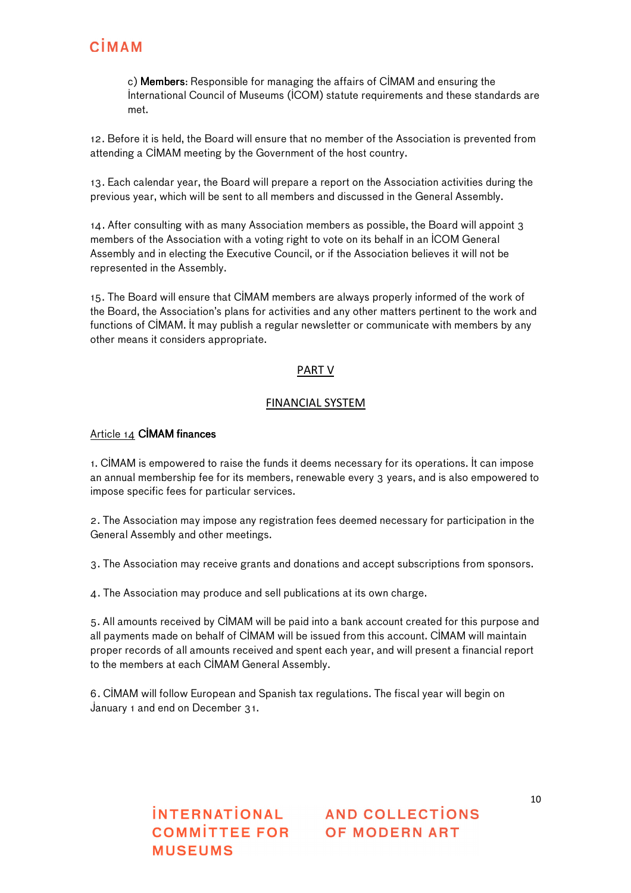c) **Members**: Responsible for managing the affairs of CİMAM and ensuring the İnternational Council of Museums (İCOM) statute requirements and these standards are met.

12. Before it is held, the Board will ensure that no member of the Association is prevented from attending a CİMAM meeting by the Government of the host country.

13. Each calendar year, the Board will prepare a report on the Association activities during the previous year, which will be sent to all members and discussed in the General Assembly.

14. After consulting with as many Association members as possible, the Board will appoint 3 members of the Association with a voting right to vote on its behalf in an İCOM General Assembly and in electing the Executive Council, or if the Association believes it will not be represented in the Assembly.

15. The Board will ensure that CİMAM members are always properly informed of the work of the Board, the Association's plans for activities and any other matters pertinent to the work and functions of CİMAM. İt may publish a regular newsletter or communicate with members by any other means it considers appropriate.

## PART V

## FINANCIAL SYSTEM

### Article 14 **CİMAM finances**

1. CİMAM is empowered to raise the funds it deems necessary for its operations. İt can impose an annual membership fee for its members, renewable every 3 years, and is also empowered to impose specific fees for particular services.

2. The Association may impose any registration fees deemed necessary for participation in the General Assembly and other meetings.

3. The Association may receive grants and donations and accept subscriptions from sponsors.

4. The Association may produce and sell publications at its own charge.

5. All amounts received by CİMAM will be paid into a bank account created for this purpose and all payments made on behalf of CİMAM will be issued from this account. CİMAM will maintain proper records of all amounts received and spent each year, and will present a financial report to the members at each CİMAM General Assembly.

6. CİMAM will follow European and Spanish tax regulations. The fiscal year will begin on January 1 and end on December 31.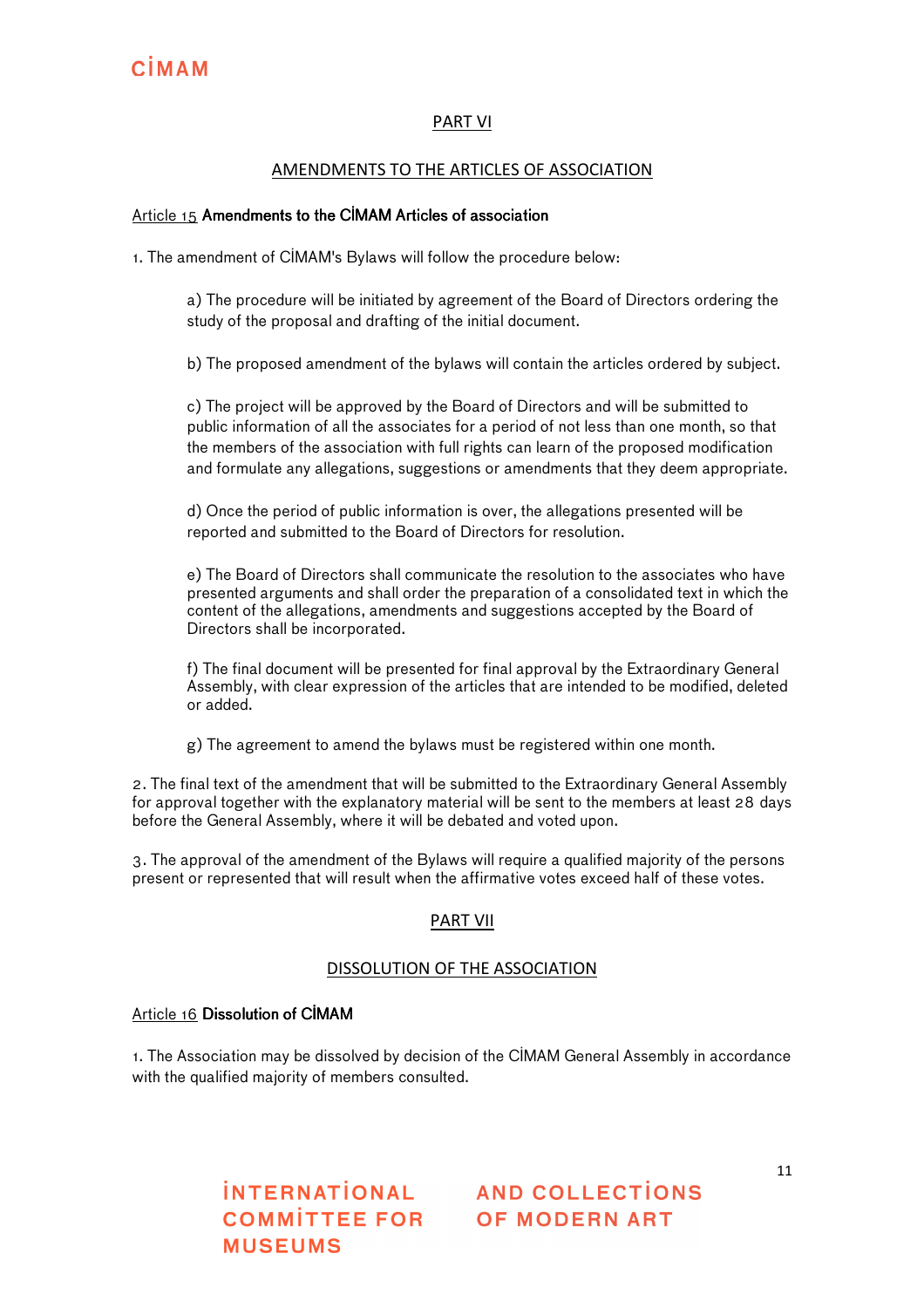## PART VI

## AMENDMENTS TO THE ARTICLES OF ASSOCIATION

### Article 15 Amendments to the CİMAM Articles of association

1. The amendment of CİMAM's Bylaws will follow the procedure below:

   a) The procedure will be initiated by agreement of the Board of Directors ordering the study of the proposal and drafting of the initial document.

   b) The proposed amendment of the bylaws will contain the articles ordered by subject.

   c) The project will be approved by the Board of Directors and will be submitted to public information of all the associates for a period of not less than one month, so that the members of the association with full rights can learn of the proposed modification and formulate any allegations, suggestions or amendments that they deem appropriate.

   d) Once the period of public information is over, the allegations presented will be reported and submitted to the Board of Directors for resolution.

   e) The Board of Directors shall communicate the resolution to the associates who have presented arguments and shall order the preparation of a consolidated text in which the content of the allegations, amendments and suggestions accepted by the Board of Directors shall be incorporated.

   f) The final document will be presented for final approval by the Extraordinary General Assembly, with clear expression of the articles that are intended to be modified, deleted or added.

   g) The agreement to amend the bylaws must be registered within one month.

2. The final text of the amendment that will be submitted to the Extraordinary General Assembly for approval together with the explanatory material will be sent to the members at least 28 days before the General Assembly, where it will be debated and voted upon.

3. The approval of the amendment of the Bylaws will require a qualified majority of the persons present or represented that will result when the affirmative votes exceed half of these votes.

## PART VII

## DISSOLUTION OF THE ASSOCIATION

### Article 16 Dissolution of CİMAM

1. The Association may be dissolved by decision of the CİMAM General Assembly in accordance with the qualified majority of members consulted.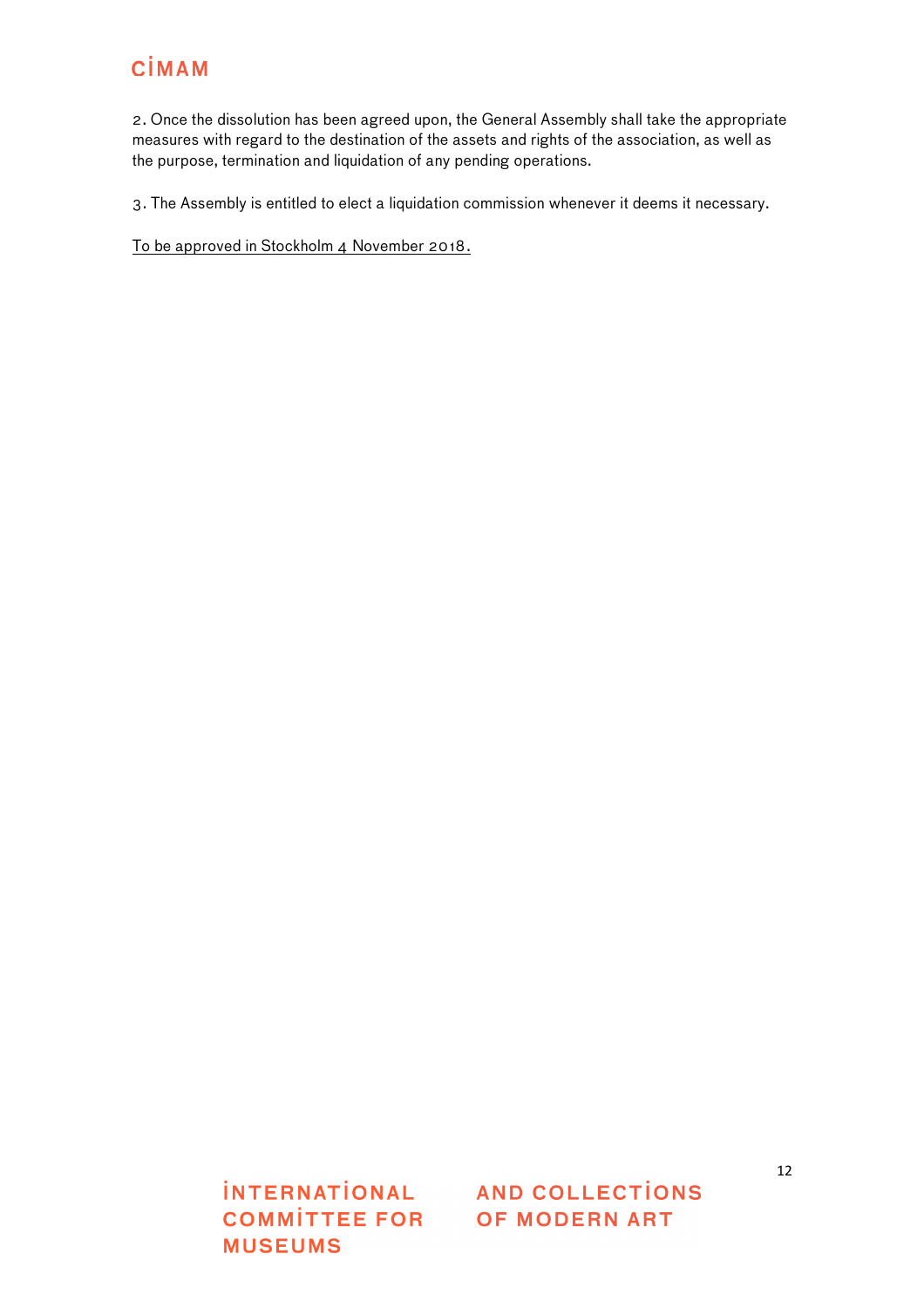2. Once the dissolution has been agreed upon, the General Assembly shall take the appropriate measures with regard to the destination of the assets and rights of the association, as well as the purpose, termination and liquidation of any pending operations.

3. The Assembly is entitled to elect a liquidation commission whenever it deems it necessary.

<u>To be approved in Stockholm 4 November 2018.</u>